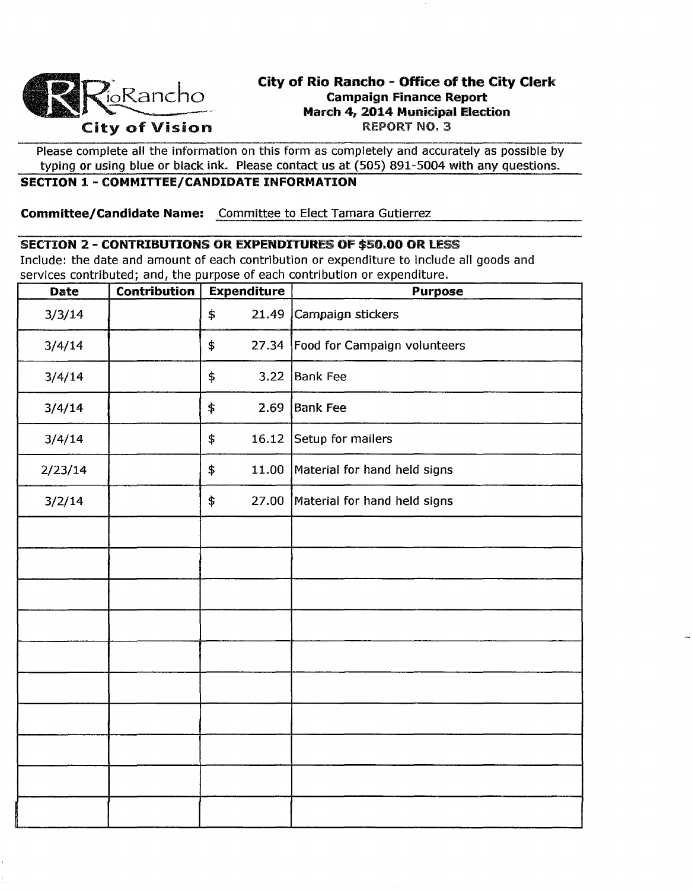RioRancho
City of Vision

# City of Rio Rancho - Office of the City Clerk

**Campaign Finance Report**
**March 4, 2014 Municipal Election**
REPORT NO. 3

Please complete all the information on this form as completely and accurately as possible by typing or using blue or black ink. Please contact us at (505) 891-5004 with any questions.

## SECTION 1 - COMMITTEE/CANDIDATE INFORMATION

**Committee/Candidate Name:** Committee to Elect Tamara Gutierrez

## SECTION 2 - CONTRIBUTIONS OR EXPENDITURES OF $50.00 OR LESS

Include: the date and amount of each contribution or expenditure to include all goods and services contributed; and, the purpose of each contribution or expenditure.

| Date | Contribution | Expenditure | Purpose |
|---|---|---|---|
| 3/3/14 | | $ 21.49 | Campaign stickers |
| 3/4/14 | | $ 27.34 | Food for Campaign volunteers |
| 3/4/14 | | $ 3.22 | Bank Fee |
| 3/4/14 | | $ 2.69 | Bank Fee |
| 3/4/14 | | $ 16.12 | Setup for mailers |
| 2/23/14 | | $ 11.00 | Material for hand held signs |
| 3/2/14 | | $ 27.00 | Material for hand held signs |
| | | | |
| | | | |
| | | | |
| | | | |
| | | | |
| | | | |
| | | | |
| | | | |
| | | | |
| | | | |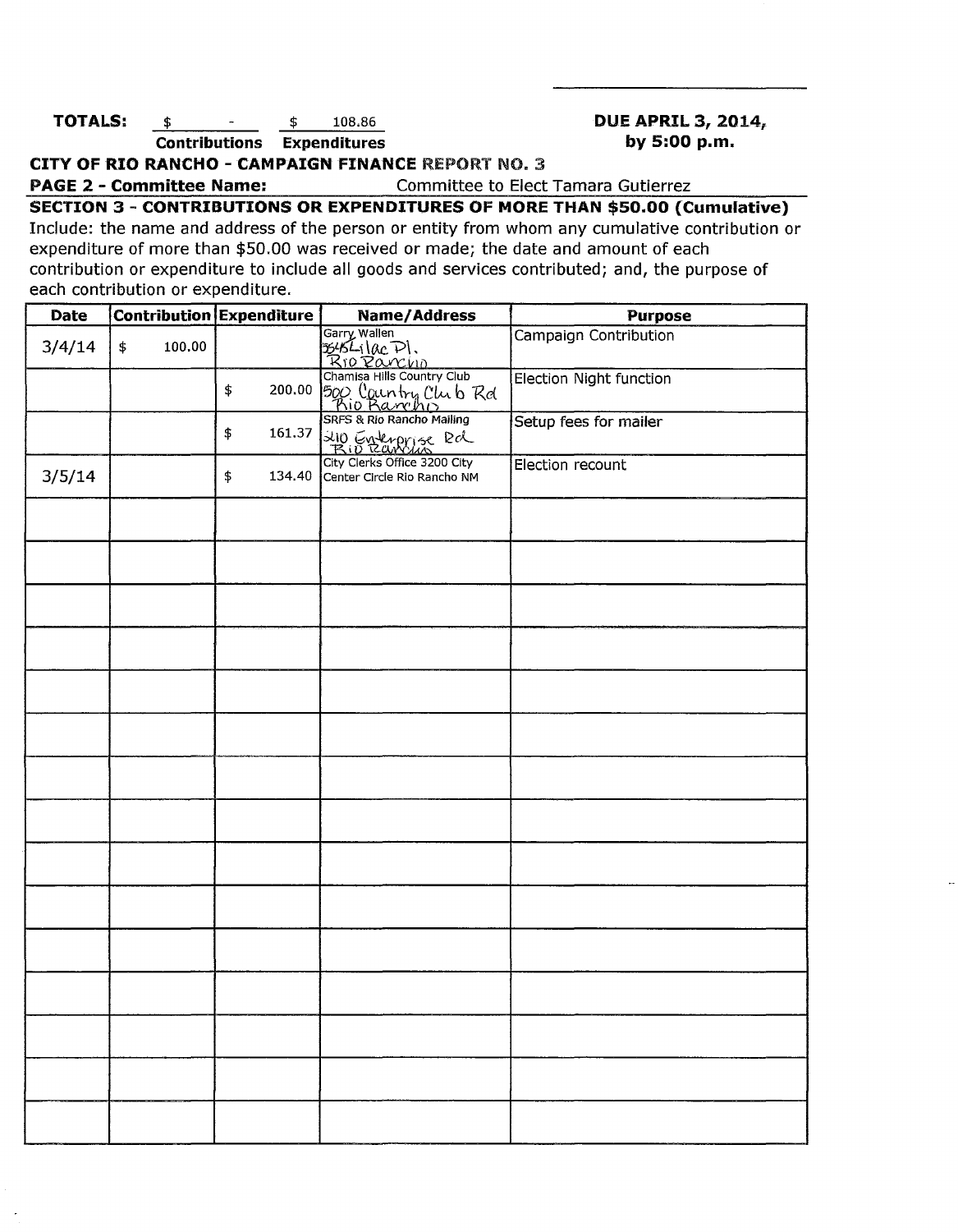**TOTALS:** $ - (Contributions) $ 108.86 (Expenditures)

**DUE APRIL 3, 2014, by 5:00 p.m.**

**CITY OF RIO RANCHO - CAMPAIGN FINANCE REPORT NO. 3**

**PAGE 2 - Committee Name:** Committee to Elect Tamara Gutierrez

**SECTION 3 - CONTRIBUTIONS OR EXPENDITURES OF MORE THAN $50.00 (Cumulative)**

Include: the name and address of the person or entity from whom any cumulative contribution or expenditure of more than $50.00 was received or made; the date and amount of each contribution or expenditure to include all goods and services contributed; and, the purpose of each contribution or expenditure.

| Date | Contribution | Expenditure | Name/Address | Purpose |
|---|---|---|---|---|
| 3/4/14 | $ 100.00 | | Garry Wallen 3545 Lilac Pl. Rio Rancho | Campaign Contribution |
| | | $ 200.00 | Chamisa Hills Country Club 500 Country Club Rd Rio Rancho | Election Night function |
| | | $ 161.37 | SRFS & Rio Rancho Mailing 210 Enterprise Rd Rio Rancho | Setup fees for mailer |
| 3/5/14 | | $ 134.40 | City Clerks Office 3200 City Center Circle Rio Rancho NM | Election recount |
| | | | | |
| | | | | |
| | | | | |
| | | | | |
| | | | | |
| | | | | |
| | | | | |
| | | | | |
| | | | | |
| | | | | |
| | | | | |
| | | | | |
| | | | | |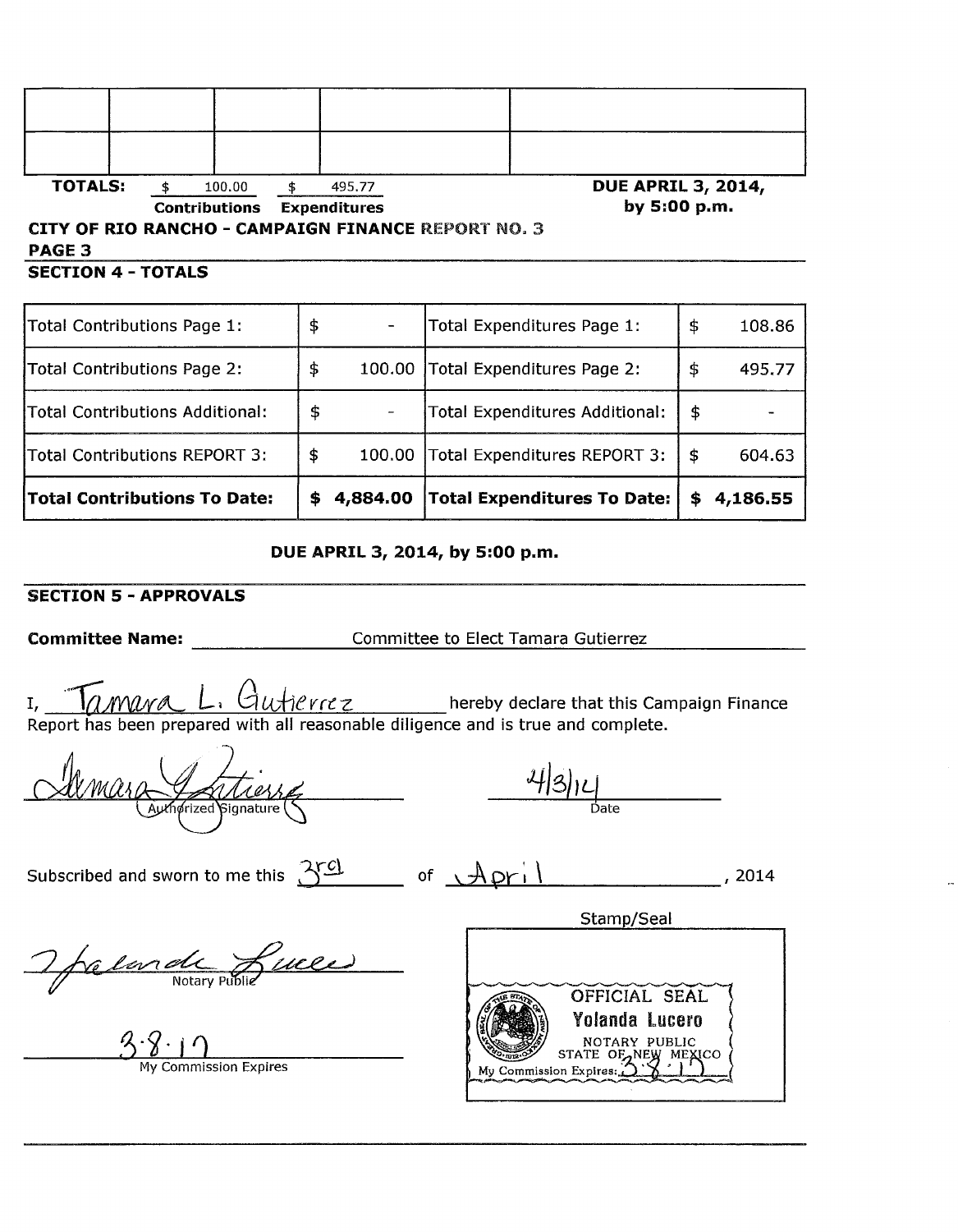| | | | | |
|---|---|---|---|---|
| | | | | |
| | | | | |

**TOTALS:** $ 100.00 Contributions  $ 495.77 Expenditures

**DUE APRIL 3, 2014, by 5:00 p.m.**

**CITY OF RIO RANCHO - CAMPAIGN FINANCE REPORT NO. 3**

**PAGE 3**

**SECTION 4 - TOTALS**

| | | | |
|---|---|---|---|
| Total Contributions Page 1: | $ - | Total Expenditures Page 1: | $ 108.86 |
| Total Contributions Page 2: | $ 100.00 | Total Expenditures Page 2: | $ 495.77 |
| Total Contributions Additional: | $ - | Total Expenditures Additional: | $ - |
| Total Contributions REPORT 3: | $ 100.00 | Total Expenditures REPORT 3: | $ 604.63 |
| **Total Contributions To Date:** | **$ 4,884.00** | **Total Expenditures To Date:** | **$ 4,186.55** |

**DUE APRIL 3, 2014, by 5:00 p.m.**

**SECTION 5 - APPROVALS**

**Committee Name:** Committee to Elect Tamara Gutierrez

I, Tamara L. Gutierrez hereby declare that this Campaign Finance Report has been prepared with all reasonable diligence and is true and complete.

[Signature] 4/3/14
Authorized Signature Date

Subscribed and sworn to me this 3rd of April, 2014

[Signature]
Notary Public

3.8.17
My Commission Expires

Stamp/Seal

OFFICIAL SEAL
Yolanda Lucero
NOTARY PUBLIC
STATE OF NEW MEXICO
My Commission Expires: 3.8.17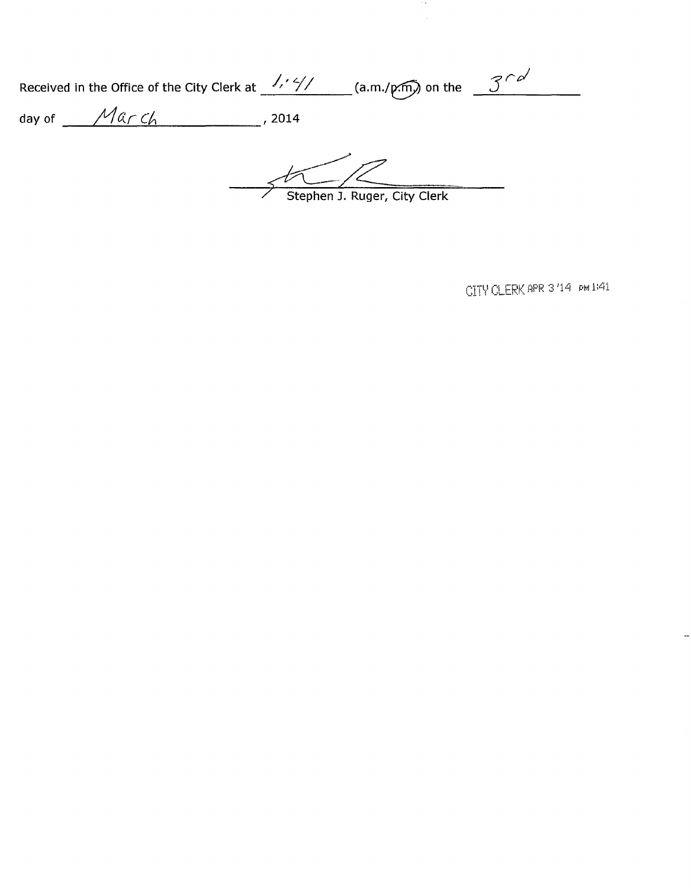Received in the Office of the City Clerk at 1:41 (a.m./p.m.) on the 3rd

day of March, 2014

Stephen J. Ruger, City Clerk

CITY CLERK APR 3 '14 PM 1:41